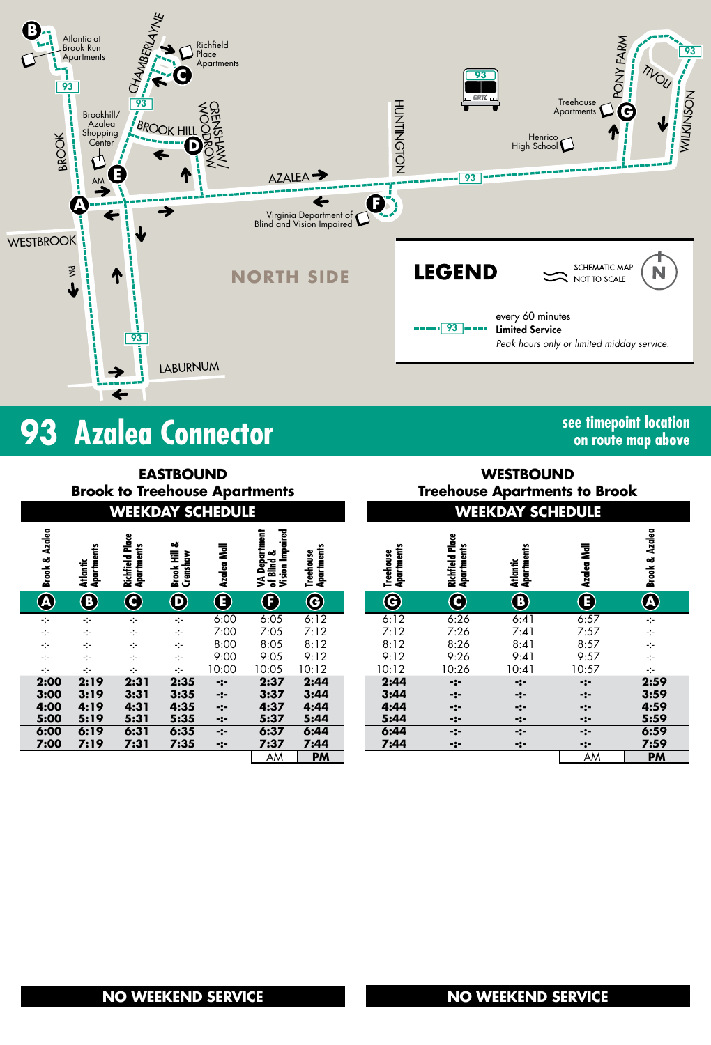Atlantic at Brook Run Apartments

Richfield Place Apartments

Brookhill/ Azalea Shopping Center

Treehouse Apartments

Henrico High School

Virginia Department of Blind and Vision Impaired

NORTH SIDE

## LEGEND

SCHEMATIC MAP NOT TO SCALE

93 — every 60 minutes **Limited Service** *Peak hours only or limited midday service.*

# 93 Azalea Connector

**see timepoint location on route map above**

## EASTBOUND
### Brook to Treehouse Apartments

**WEEKDAY SCHEDULE**

| Brook & Azalea (A) | Atlantic Apartments (B) | Richfield Place Apartments (C) | Brook Hill & Crenshaw (D) | Azalea Mall (E) | VA Department of Blind & Vision Impaired (F) | Treehouse Apartments (G) |
|---|---|---|---|---|---|---|
| -:- | -:- | -:- | -:- | 6:00 | 6:05 | 6:12 |
| -:- | -:- | -:- | -:- | 7:00 | 7:05 | 7:12 |
| -:- | -:- | -:- | -:- | 8:00 | 8:05 | 8:12 |
| -:- | -:- | -:- | -:- | 9:00 | 9:05 | 9:12 |
| -:- | -:- | -:- | -:- | 10:00 | 10:05 | 10:12 |
| **2:00** | **2:19** | **2:31** | **2:35** | **-:-** | **2:37** | **2:44** |
| **3:00** | **3:19** | **3:31** | **3:35** | **-:-** | **3:37** | **3:44** |
| **4:00** | **4:19** | **4:31** | **4:35** | **-:-** | **4:37** | **4:44** |
| **5:00** | **5:19** | **5:31** | **5:35** | **-:-** | **5:37** | **5:44** |
| **6:00** | **6:19** | **6:31** | **6:35** | **-:-** | **6:37** | **6:44** |
| **7:00** | **7:19** | **7:31** | **7:35** | **-:-** | **7:37** | **7:44** |

AM **PM**

**NO WEEKEND SERVICE**

## WESTBOUND
### Treehouse Apartments to Brook

**WEEKDAY SCHEDULE**

| Treehouse Apartments (G) | Richfield Place Apartments (C) | Atlantic Apartments (B) | Azalea Mall (E) | Brook & Azalea (A) |
|---|---|---|---|---|
| 6:12 | 6:26 | 6:41 | 6:57 | -:- |
| 7:12 | 7:26 | 7:41 | 7:57 | -:- |
| 8:12 | 8:26 | 8:41 | 8:57 | -:- |
| 9:12 | 9:26 | 9:41 | 9:57 | -:- |
| 10:12 | 10:26 | 10:41 | 10:57 | -:- |
| **2:44** | **-:-** | **-:-** | **-:-** | **2:59** |
| **3:44** | **-:-** | **-:-** | **-:-** | **3:59** |
| **4:44** | **-:-** | **-:-** | **-:-** | **4:59** |
| **5:44** | **-:-** | **-:-** | **-:-** | **5:59** |
| **6:44** | **-:-** | **-:-** | **-:-** | **6:59** |
| **7:44** | **-:-** | **-:-** | **-:-** | **7:59** |

AM **PM**

**NO WEEKEND SERVICE**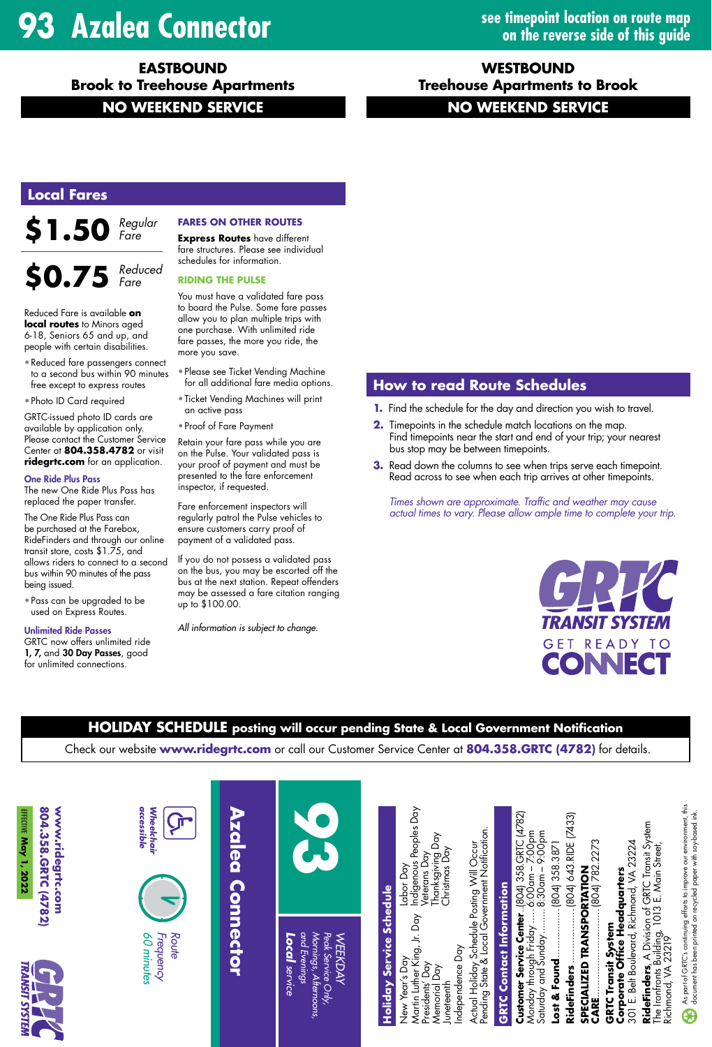// 93 Azalea Connector

see timepoint location on route map on the reverse side of this guide

## EASTBOUND
### Brook to Treehouse Apartments
**NO WEEKEND SERVICE**

## WESTBOUND
### Treehouse Apartments to Brook
**NO WEEKEND SERVICE**

## Local Fares

**$1.50** *Regular Fare*

**$0.75** *Reduced Fare*

Reduced Fare is available **on local routes** to Minors aged 6-18, Seniors 65 and up, and people with certain disabilities.

- Reduced fare passengers connect to a second bus within 90 minutes free except to express routes
- Photo ID Card required

GRTC-issued photo ID cards are available by application only. Please contact the Customer Service Center at **804.358.4782** or visit **ridegrtc.com** for an application.

**One Ride Plus Pass**
The new One Ride Plus Pass has replaced the paper transfer.

The One Ride Plus Pass can be purchased at the Farebox, RideFinders and through our online transit store, costs $1.75, and allows riders to connect to a second bus within 90 minutes of the pass being issued.

- Pass can be upgraded to be used on Express Routes.

**Unlimited Ride Passes**
GRTC now offers unlimited ride **1, 7,** and **30 Day Passes**, good for unlimited connections.

**FARES ON OTHER ROUTES**

**Express Routes** have different fare structures. Please see individual schedules for information.

**RIDING THE PULSE**

You must have a validated fare pass to board the Pulse. Some fare passes allow you to plan multiple trips with one purchase. With unlimited ride fare passes, the more you ride, the more you save.

- Please see Ticket Vending Machine for all additional fare media options.
- Ticket Vending Machines will print an active pass
- Proof of Fare Payment

Retain your fare pass while you are on the Pulse. Your validated pass is your proof of payment and must be presented to the fare enforcement inspector, if requested.

Fare enforcement inspectors will regularly patrol the Pulse vehicles to ensure customers carry proof of payment of a validated pass.

If you do not possess a validated pass on the bus, you may be escorted off the bus at the next station. Repeat offenders may be assessed a fare citation ranging up to $100.00.

*All information is subject to change.*

## How to read Route Schedules

1. Find the schedule for the day and direction you wish to travel.
2. Timepoints in the schedule match locations on the map. Find timepoints near the start and end of your trip; your nearest bus stop may be between timepoints.
3. Read down the columns to see when trips serve each timepoint. Read across to see when each trip arrives at other timepoints.

*Times shown are approximate. Traffic and weather may cause actual times to vary. Please allow ample time to complete your trip.*

GRTC TRANSIT SYSTEM
GET READY TO CONNECT

**HOLIDAY SCHEDULE** **posting will occur pending State & Local Government Notification**

Check our website **www.ridegrtc.com** or call our Customer Service Center at **804.358.GRTC (4782)** for details.

EFFECTIVE **May 1, 2022**

**www.ridegrtc.com**
**804.358.GRTC (4782)**

GRTC TRANSIT SYSTEM

*Wheelchair accessible*

*Route Frequency 60 minutes*

**Azalea Connector**

**93**

*WEEKDAY Peak Service Only, Mornings, Afternoons, and Evenings*

***Local** service*

### Holiday Service Schedule

| | |
|---|---|
| New Year's Day | Labor Day |
| Martin Luther King, Jr. Day | Indigenous Peoples Day |
| Presidents' Day | Veterans Day |
| Memorial Day | Thanksgiving Day |
| Juneteenth | Christmas Day |
| Independence Day | |

Actual Holiday Schedule Posting Will Occur Pending State & Local Government Notification.

### GRTC Contact Information

**Customer Service Center**..(804) 358.GRTC (4782)
Monday through Friday......6:00am – 7:00pm
Saturday and Sunday..........8:30am – 9:00pm

**Lost & Found**..................(804) 358.3871

**RideFinders**....................(804) 643.RIDE (7433)

**SPECIALIZED TRANSPORTATION CARE**..........................(804) 782.2273

**GRTC Transit System Corporate Office Headquarters**
301 E. Belt Boulevard, Richmond, VA 23224

**RideFinders**, A Division of GRTC Transit System
The Ironfronts Building, 1013 E. Main Street, Richmond, VA 23219

As part of GRTC's continuing efforts to improve our environment, this document has been printed on recycled paper with soy-based ink.